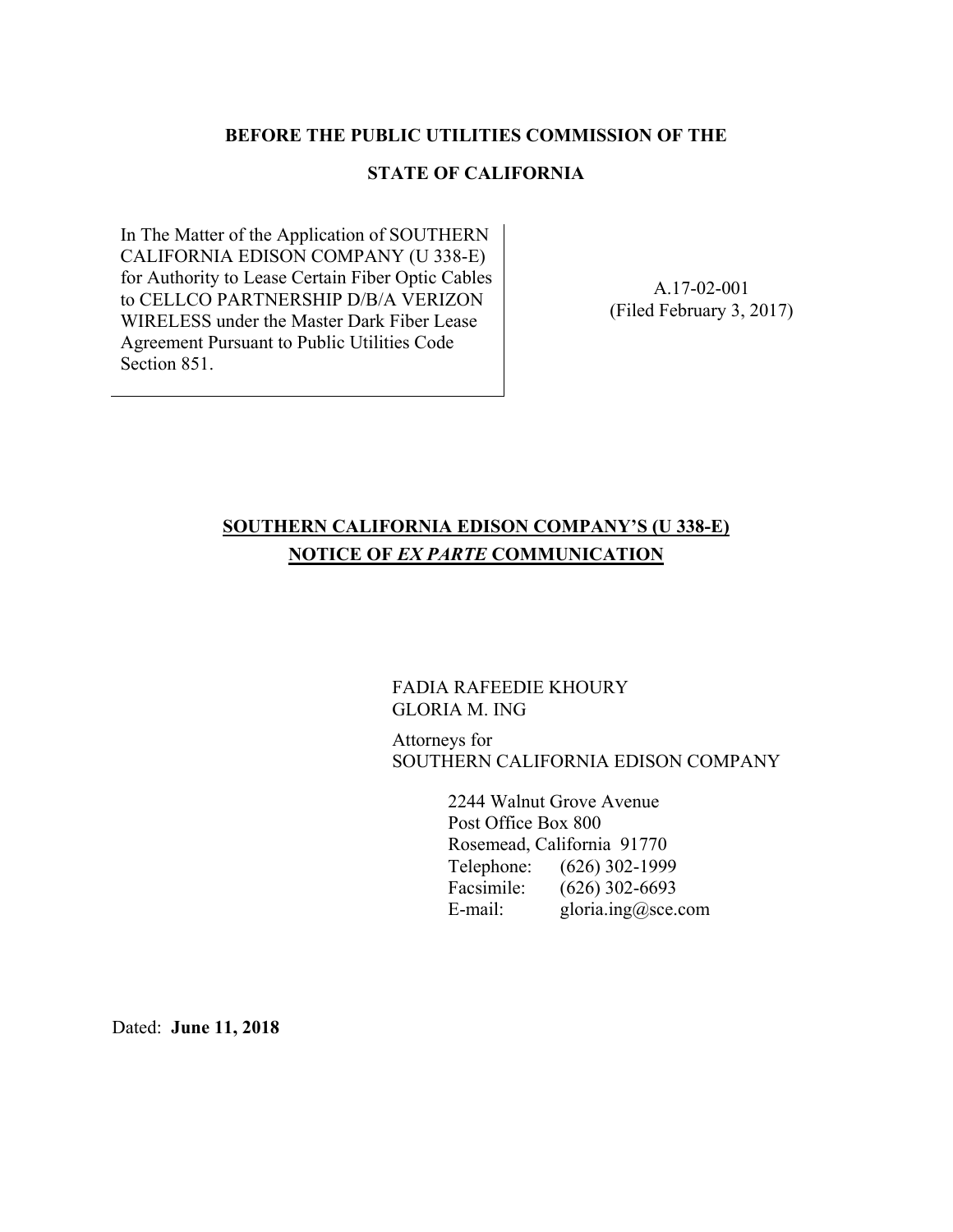**BEFORE THE PUBLIC UTILITIES COMMISSION OF THE**

**STATE OF CALIFORNIA**

| | |
|---|---|
| In The Matter of the Application of SOUTHERN CALIFORNIA EDISON COMPANY (U 338-E) for Authority to Lease Certain Fiber Optic Cables to CELLCO PARTNERSHIP D/B/A VERIZON WIRELESS under the Master Dark Fiber Lease Agreement Pursuant to Public Utilities Code Section 851. | A.17-02-001<br>(Filed February 3, 2017) |

**SOUTHERN CALIFORNIA EDISON COMPANY'S (U 338-E)**
**NOTICE OF *EX PARTE* COMMUNICATION**

FADIA RAFEEDIE KHOURY
GLORIA M. ING

Attorneys for
SOUTHERN CALIFORNIA EDISON COMPANY

2244 Walnut Grove Avenue
Post Office Box 800
Rosemead, California 91770
Telephone: (626) 302-1999
Facsimile: (626) 302-6693
E-mail: gloria.ing@sce.com

Dated: **June 11, 2018**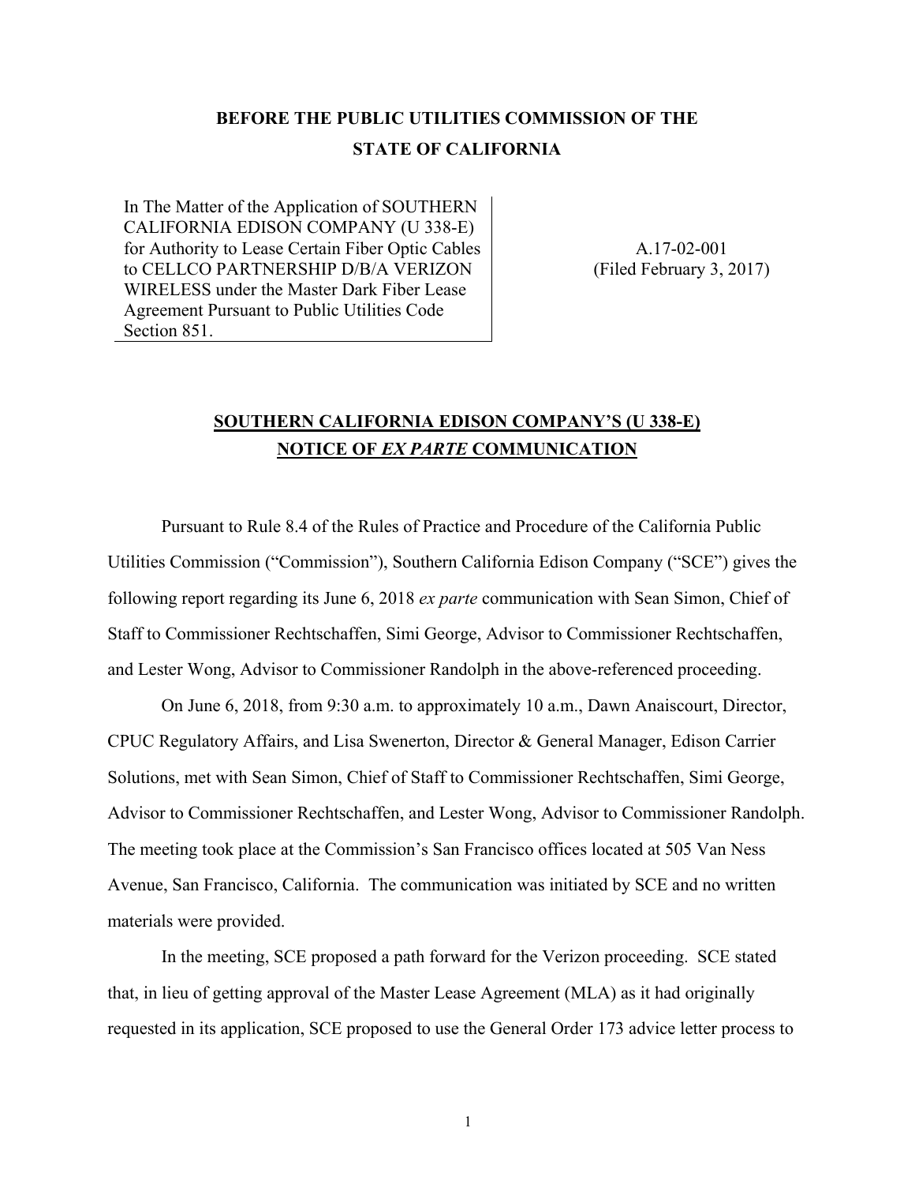**BEFORE THE PUBLIC UTILITIES COMMISSION OF THE STATE OF CALIFORNIA**

| In The Matter of the Application of SOUTHERN CALIFORNIA EDISON COMPANY (U 338-E) for Authority to Lease Certain Fiber Optic Cables to CELLCO PARTNERSHIP D/B/A VERIZON WIRELESS under the Master Dark Fiber Lease Agreement Pursuant to Public Utilities Code Section 851. | A.17-02-001 (Filed February 3, 2017) |
|---|---|

**SOUTHERN CALIFORNIA EDISON COMPANY'S (U 338-E) NOTICE OF *EX PARTE* COMMUNICATION**

Pursuant to Rule 8.4 of the Rules of Practice and Procedure of the California Public Utilities Commission ("Commission"), Southern California Edison Company ("SCE") gives the following report regarding its June 6, 2018 *ex parte* communication with Sean Simon, Chief of Staff to Commissioner Rechtschaffen, Simi George, Advisor to Commissioner Rechtschaffen, and Lester Wong, Advisor to Commissioner Randolph in the above-referenced proceeding.

On June 6, 2018, from 9:30 a.m. to approximately 10 a.m., Dawn Anaiscourt, Director, CPUC Regulatory Affairs, and Lisa Swenerton, Director & General Manager, Edison Carrier Solutions, met with Sean Simon, Chief of Staff to Commissioner Rechtschaffen, Simi George, Advisor to Commissioner Rechtschaffen, and Lester Wong, Advisor to Commissioner Randolph. The meeting took place at the Commission's San Francisco offices located at 505 Van Ness Avenue, San Francisco, California. The communication was initiated by SCE and no written materials were provided.

In the meeting, SCE proposed a path forward for the Verizon proceeding. SCE stated that, in lieu of getting approval of the Master Lease Agreement (MLA) as it had originally requested in its application, SCE proposed to use the General Order 173 advice letter process to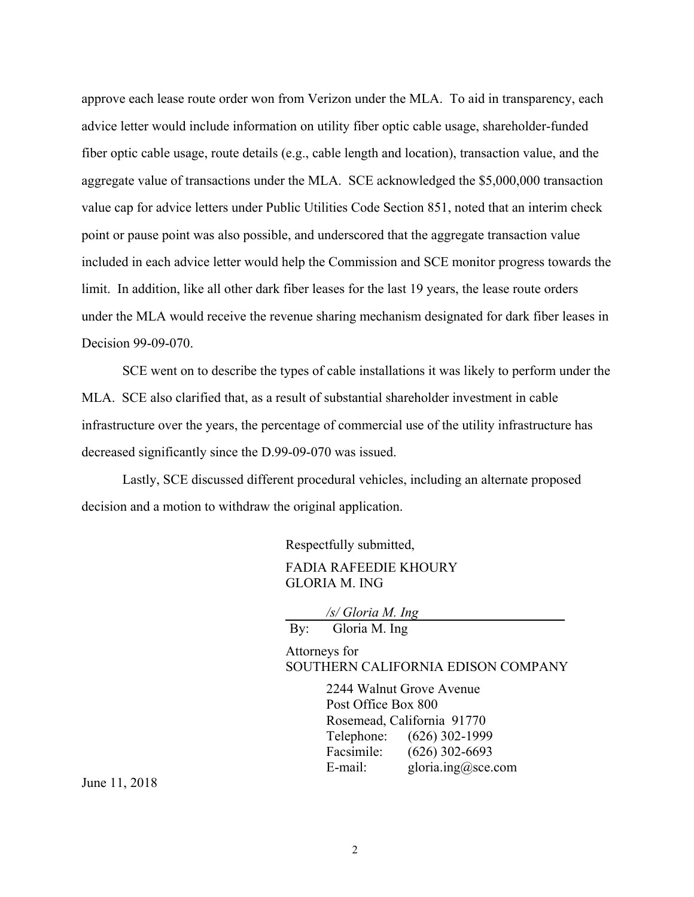approve each lease route order won from Verizon under the MLA. To aid in transparency, each advice letter would include information on utility fiber optic cable usage, shareholder-funded fiber optic cable usage, route details (e.g., cable length and location), transaction value, and the aggregate value of transactions under the MLA. SCE acknowledged the $5,000,000 transaction value cap for advice letters under Public Utilities Code Section 851, noted that an interim check point or pause point was also possible, and underscored that the aggregate transaction value included in each advice letter would help the Commission and SCE monitor progress towards the limit. In addition, like all other dark fiber leases for the last 19 years, the lease route orders under the MLA would receive the revenue sharing mechanism designated for dark fiber leases in Decision 99-09-070.

SCE went on to describe the types of cable installations it was likely to perform under the MLA. SCE also clarified that, as a result of substantial shareholder investment in cable infrastructure over the years, the percentage of commercial use of the utility infrastructure has decreased significantly since the D.99-09-070 was issued.

Lastly, SCE discussed different procedural vehicles, including an alternate proposed decision and a motion to withdraw the original application.

Respectfully submitted,

FADIA RAFEEDIE KHOURY
GLORIA M. ING

*/s/ Gloria M. Ing*

By: Gloria M. Ing

Attorneys for
SOUTHERN CALIFORNIA EDISON COMPANY

2244 Walnut Grove Avenue
Post Office Box 800
Rosemead, California 91770
Telephone: (626) 302-1999
Facsimile: (626) 302-6693
E-mail: gloria.ing@sce.com

June 11, 2018